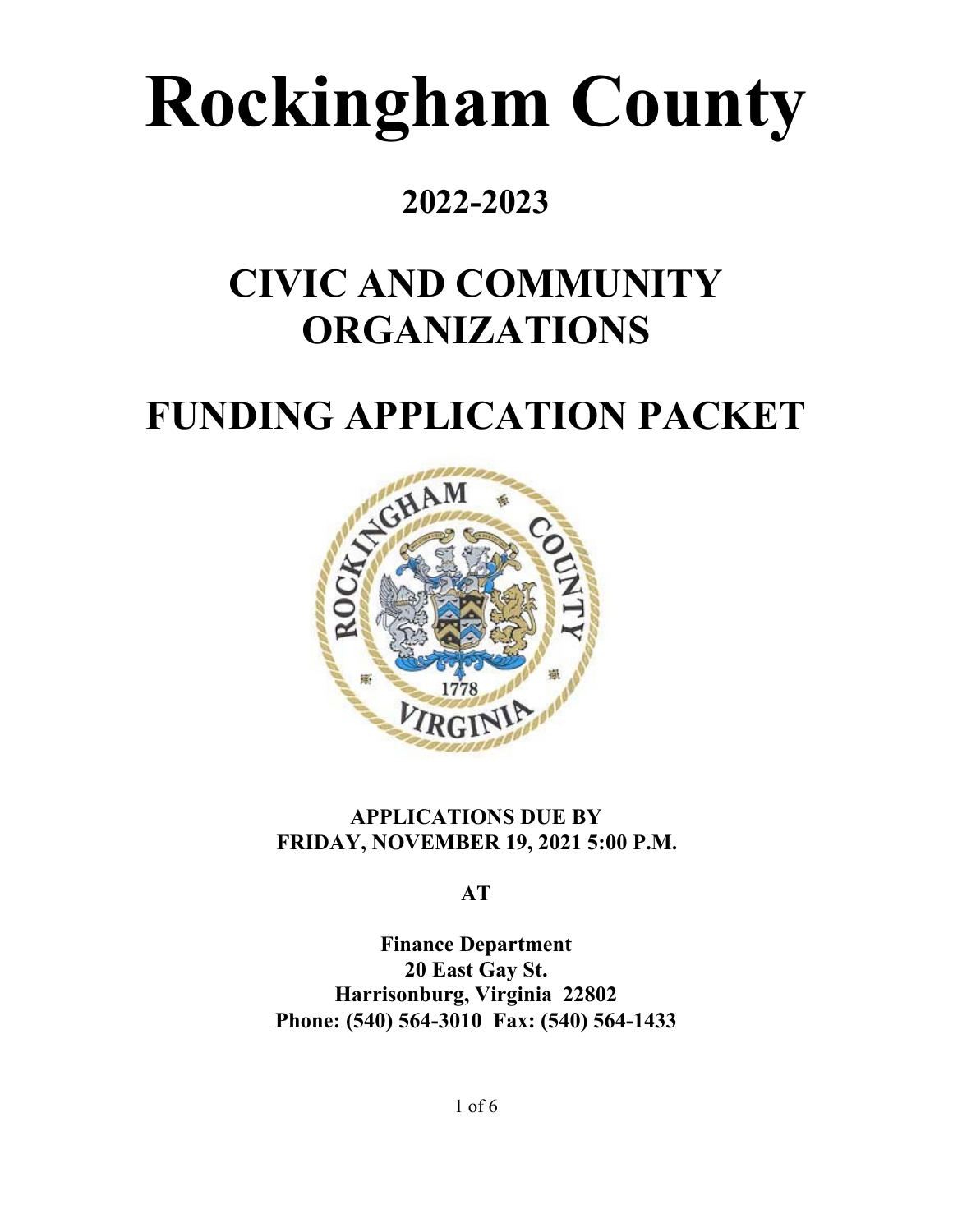# Rockingham County

## 2022-2023

## CIVIC AND COMMUNITY ORGANIZATIONS

## FUNDING APPLICATION PACKET

**APPLICATIONS DUE BY**
**FRIDAY, NOVEMBER 19, 2021 5:00 P.M.**

**AT**

**Finance Department**
**20 East Gay St.**
**Harrisonburg, Virginia 22802**
**Phone: (540) 564-3010 Fax: (540) 564-1433**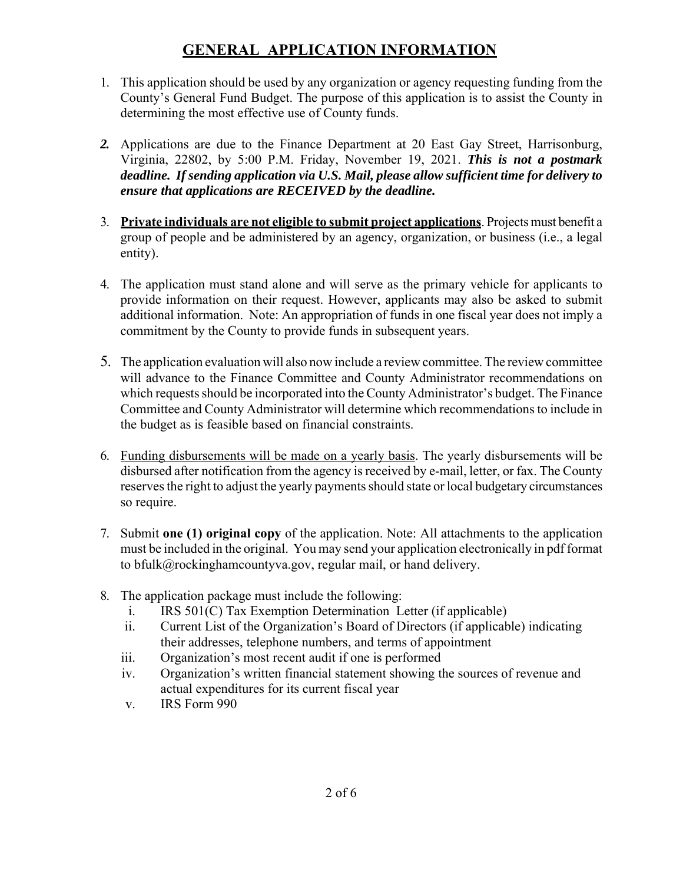# GENERAL APPLICATION INFORMATION

1. This application should be used by any organization or agency requesting funding from the County's General Fund Budget. The purpose of this application is to assist the County in determining the most effective use of County funds.

2. Applications are due to the Finance Department at 20 East Gay Street, Harrisonburg, Virginia, 22802, by 5:00 P.M. Friday, November 19, 2021. ***This is not a postmark deadline. If sending application via U.S. Mail, please allow sufficient time for delivery to ensure that applications are RECEIVED by the deadline.***

3. **Private individuals are not eligible to submit project applications**. Projects must benefit a group of people and be administered by an agency, organization, or business (i.e., a legal entity).

4. The application must stand alone and will serve as the primary vehicle for applicants to provide information on their request. However, applicants may also be asked to submit additional information. Note: An appropriation of funds in one fiscal year does not imply a commitment by the County to provide funds in subsequent years.

5. The application evaluation will also now include a review committee. The review committee will advance to the Finance Committee and County Administrator recommendations on which requests should be incorporated into the County Administrator's budget. The Finance Committee and County Administrator will determine which recommendations to include in the budget as is feasible based on financial constraints.

6. Funding disbursements will be made on a yearly basis. The yearly disbursements will be disbursed after notification from the agency is received by e-mail, letter, or fax. The County reserves the right to adjust the yearly payments should state or local budgetary circumstances so require.

7. Submit **one (1) original copy** of the application. Note: All attachments to the application must be included in the original. You may send your application electronically in pdf format to bfulk@rockinghamcountyva.gov, regular mail, or hand delivery.

8. The application package must include the following:
   1. IRS 501(C) Tax Exemption Determination Letter (if applicable)
   2. Current List of the Organization's Board of Directors (if applicable) indicating their addresses, telephone numbers, and terms of appointment
   3. Organization's most recent audit if one is performed
   4. Organization's written financial statement showing the sources of revenue and actual expenditures for its current fiscal year
   5. IRS Form 990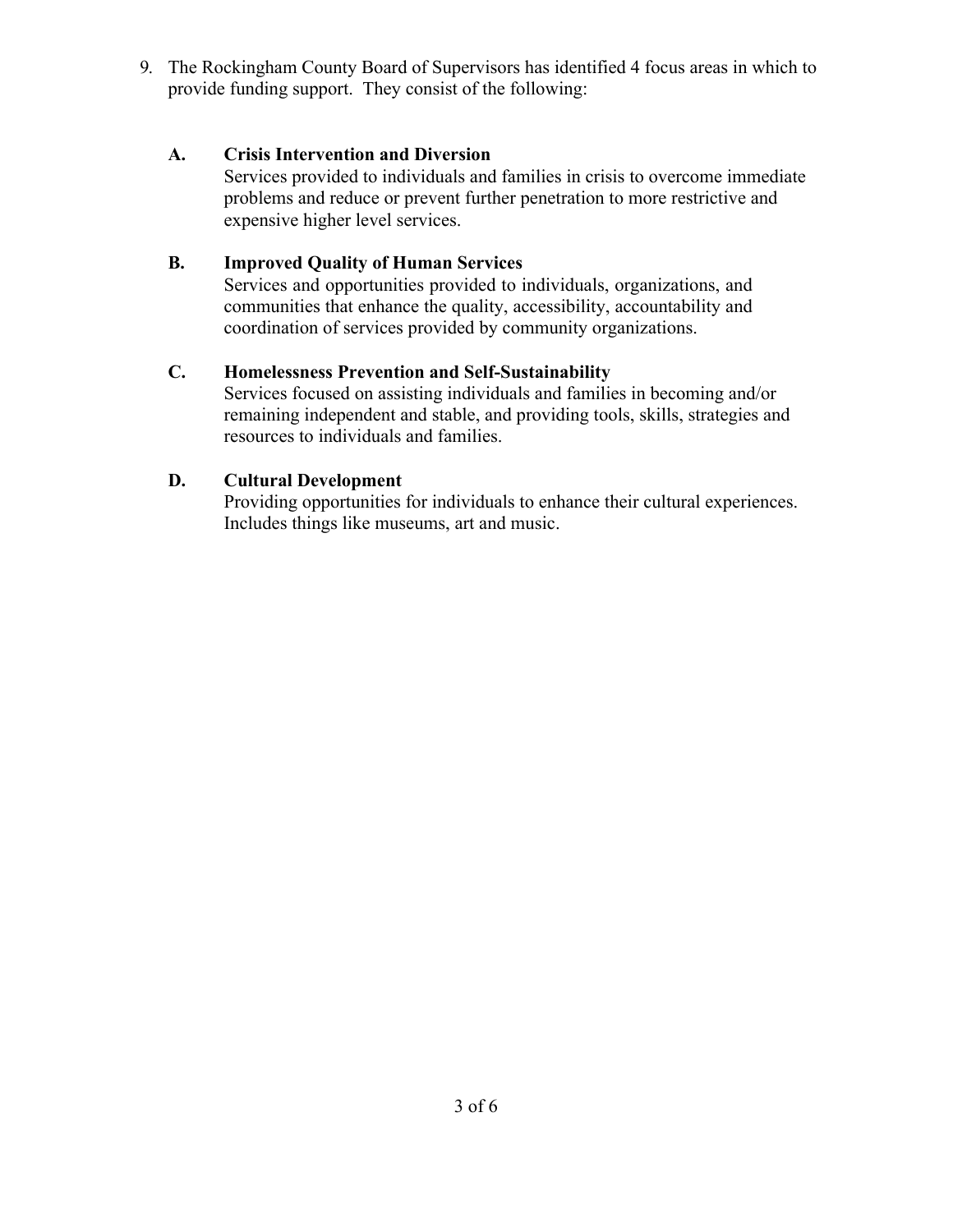9. The Rockingham County Board of Supervisors has identified 4 focus areas in which to provide funding support. They consist of the following:

   **A. Crisis Intervention and Diversion**
   Services provided to individuals and families in crisis to overcome immediate problems and reduce or prevent further penetration to more restrictive and expensive higher level services.

   **B. Improved Quality of Human Services**
   Services and opportunities provided to individuals, organizations, and communities that enhance the quality, accessibility, accountability and coordination of services provided by community organizations.

   **C. Homelessness Prevention and Self-Sustainability**
   Services focused on assisting individuals and families in becoming and/or remaining independent and stable, and providing tools, skills, strategies and resources to individuals and families.

   **D. Cultural Development**
   Providing opportunities for individuals to enhance their cultural experiences. Includes things like museums, art and music.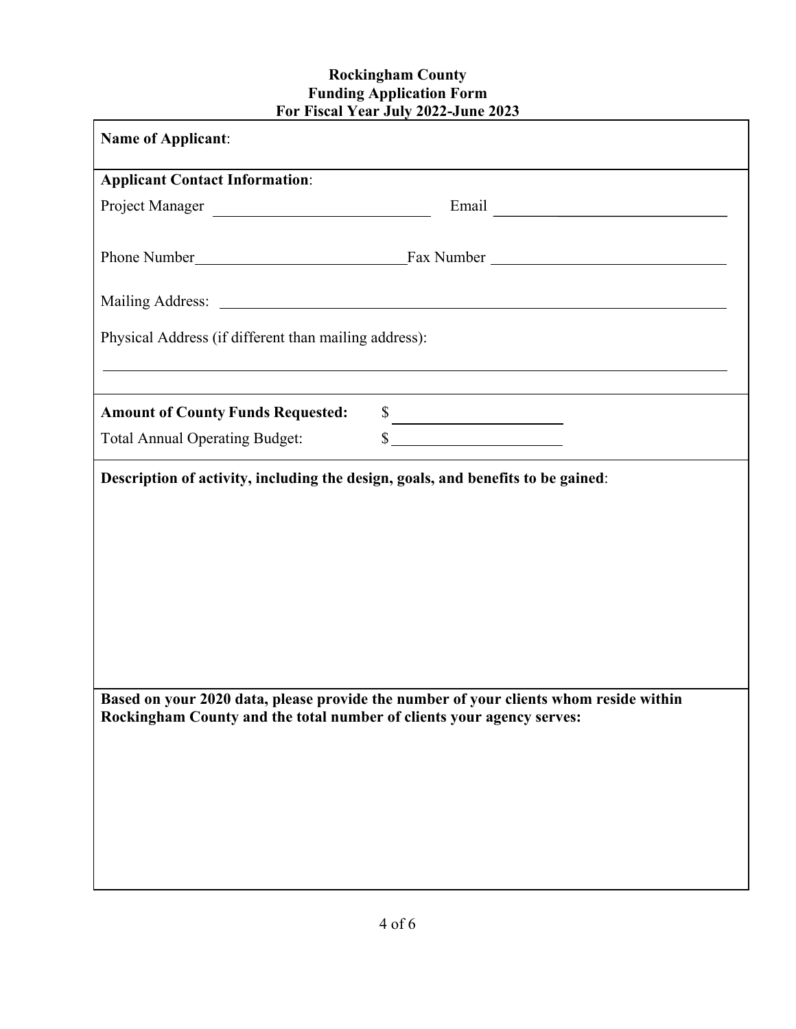**Rockingham County**
**Funding Application Form**
**For Fiscal Year July 2022-June 2023**

**Name of Applicant**:

**Applicant Contact Information**:

Project Manager ____________________________ Email ________________________________

Phone Number____________________________Fax Number ______________________________

Mailing Address: ___________________________________________________________________

Physical Address (if different than mailing address):

_____________________________________________________________________________

**Amount of County Funds Requested:** $ ______________________

Total Annual Operating Budget: $ ______________________

**Description of activity, including the design, goals, and benefits to be gained**:

**Based on your 2020 data, please provide the number of your clients whom reside within Rockingham County and the total number of clients your agency serves:**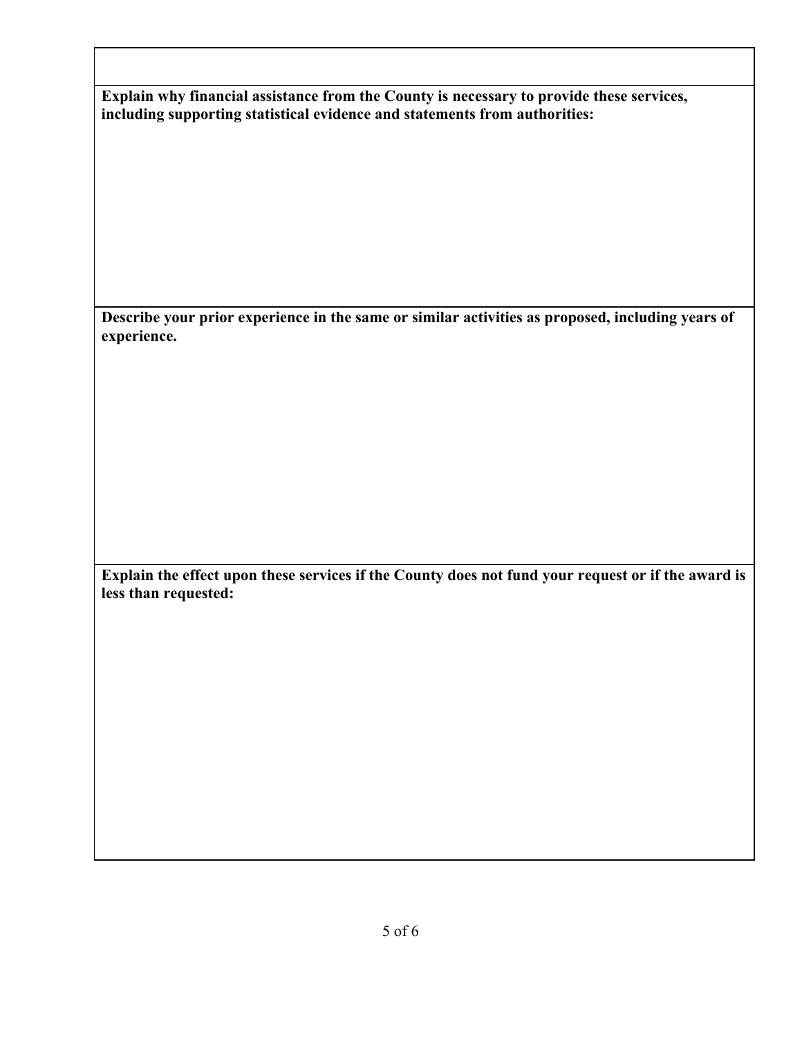**Explain why financial assistance from the County is necessary to provide these services, including supporting statistical evidence and statements from authorities:**

**Describe your prior experience in the same or similar activities as proposed, including years of experience.**

**Explain the effect upon these services if the County does not fund your request or if the award is less than requested:**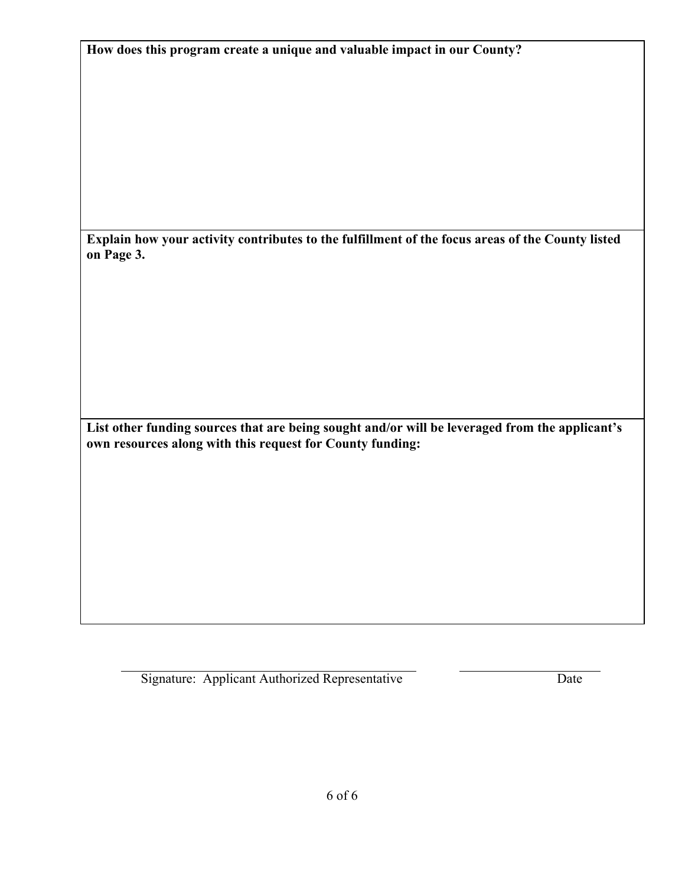**How does this program create a unique and valuable impact in our County?**

**Explain how your activity contributes to the fulfillment of the focus areas of the County listed on Page 3.**

**List other funding sources that are being sought and/or will be leveraged from the applicant's own resources along with this request for County funding:**

Signature: Applicant Authorized Representative &emsp;&emsp;&emsp;&emsp; Date